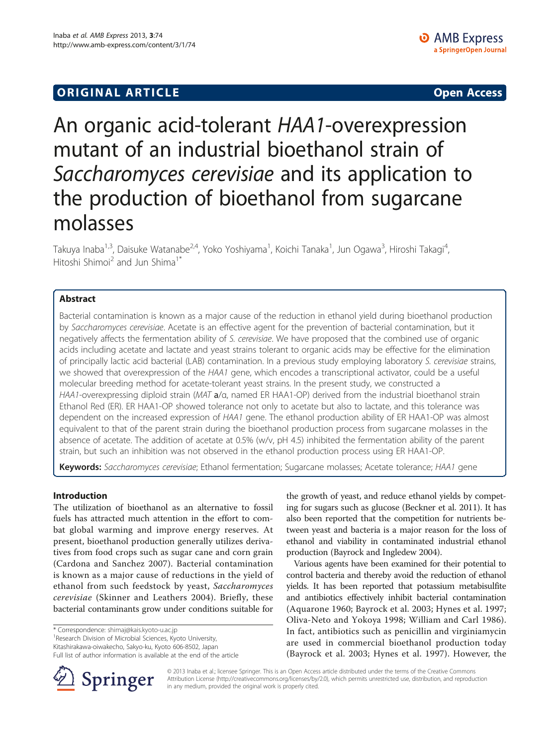**ORIGINAL ARTICLE** **Open Access**

# An organic acid-tolerant *HAA1*-overexpression mutant of an industrial bioethanol strain of *Saccharomyces cerevisiae* and its application to the production of bioethanol from sugarcane molasses

Takuya Inaba[1,3], Daisuke Watanabe[2,4], Yoko Yoshiyama[1], Koichi Tanaka[1], Jun Ogawa[3], Hiroshi Takagi[4], Hitoshi Shimoi[2] and Jun Shima[1*]

## Abstract

Bacterial contamination is known as a major cause of the reduction in ethanol yield during bioethanol production by *Saccharomyces cerevisiae*. Acetate is an effective agent for the prevention of bacterial contamination, but it negatively affects the fermentation ability of *S. cerevisiae*. We have proposed that the combined use of organic acids including acetate and lactate and yeast strains tolerant to organic acids may be effective for the elimination of principally lactic acid bacterial (LAB) contamination. In a previous study employing laboratory *S. cerevisiae* strains, we showed that overexpression of the *HAA1* gene, which encodes a transcriptional activator, could be a useful molecular breeding method for acetate-tolerant yeast strains. In the present study, we constructed a *HAA1*-overexpressing diploid strain (*MAT* **a**/α, named ER HAA1-OP) derived from the industrial bioethanol strain Ethanol Red (ER). ER HAA1-OP showed tolerance not only to acetate but also to lactate, and this tolerance was dependent on the increased expression of *HAA1* gene. The ethanol production ability of ER HAA1-OP was almost equivalent to that of the parent strain during the bioethanol production process from sugarcane molasses in the absence of acetate. The addition of acetate at 0.5% (w/v, pH 4.5) inhibited the fermentation ability of the parent strain, but such an inhibition was not observed in the ethanol production process using ER HAA1-OP.

**Keywords:** *Saccharomyces cerevisiae*; Ethanol fermentation; Sugarcane molasses; Acetate tolerance; *HAA1* gene

## Introduction

The utilization of bioethanol as an alternative to fossil fuels has attracted much attention in the effort to combat global warming and improve energy reserves. At present, bioethanol production generally utilizes derivatives from food crops such as sugar cane and corn grain (Cardona and Sanchez 2007). Bacterial contamination is known as a major cause of reductions in the yield of ethanol from such feedstock by yeast, *Saccharomyces cerevisiae* (Skinner and Leathers 2004). Briefly, these bacterial contaminants grow under conditions suitable for the growth of yeast, and reduce ethanol yields by competing for sugars such as glucose (Beckner et al. 2011). It has also been reported that the competition for nutrients between yeast and bacteria is a major reason for the loss of ethanol and viability in contaminated industrial ethanol production (Bayrock and Ingledew 2004).

Various agents have been examined for their potential to control bacteria and thereby avoid the reduction of ethanol yields. It has been reported that potassium metabisulfite and antibiotics effectively inhibit bacterial contamination (Aquarone 1960; Bayrock et al. 2003; Hynes et al. 1997; Oliva-Neto and Yokoya 1998; William and Carl 1986). In fact, antibiotics such as penicillin and virginiamycin are used in commercial bioethanol production today (Bayrock et al. 2003; Hynes et al. 1997). However, the

\* Correspondence: shimaj@kais.kyoto-u.ac.jp
[1]Research Division of Microbial Sciences, Kyoto University, Kitashirakawa-oiwakecho, Sakyo-ku, Kyoto 606-8502, Japan
Full list of author information is available at the end of the article

© 2013 Inaba et al.; licensee Springer. This is an Open Access article distributed under the terms of the Creative Commons Attribution License (http://creativecommons.org/licenses/by/2.0), which permits unrestricted use, distribution, and reproduction in any medium, provided the original work is properly cited.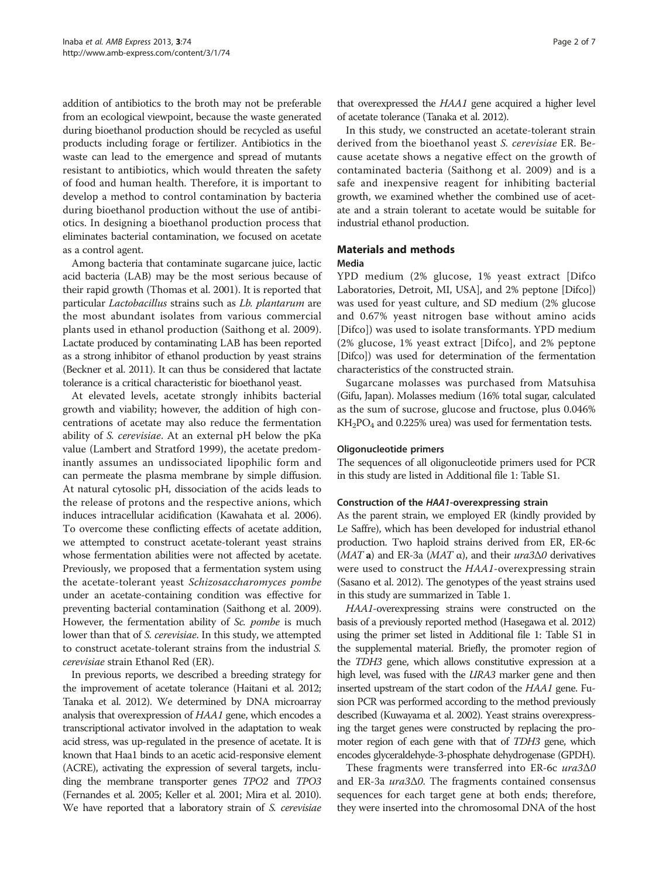addition of antibiotics to the broth may not be preferable from an ecological viewpoint, because the waste generated during bioethanol production should be recycled as useful products including forage or fertilizer. Antibiotics in the waste can lead to the emergence and spread of mutants resistant to antibiotics, which would threaten the safety of food and human health. Therefore, it is important to develop a method to control contamination by bacteria during bioethanol production without the use of antibiotics. In designing a bioethanol production process that eliminates bacterial contamination, we focused on acetate as a control agent.

Among bacteria that contaminate sugarcane juice, lactic acid bacteria (LAB) may be the most serious because of their rapid growth (Thomas et al. 2001). It is reported that particular *Lactobacillus* strains such as *Lb. plantarum* are the most abundant isolates from various commercial plants used in ethanol production (Saithong et al. 2009). Lactate produced by contaminating LAB has been reported as a strong inhibitor of ethanol production by yeast strains (Beckner et al. 2011). It can thus be considered that lactate tolerance is a critical characteristic for bioethanol yeast.

At elevated levels, acetate strongly inhibits bacterial growth and viability; however, the addition of high concentrations of acetate may also reduce the fermentation ability of *S. cerevisiae*. At an external pH below the pKa value (Lambert and Stratford 1999), the acetate predominantly assumes an undissociated lipophilic form and can permeate the plasma membrane by simple diffusion. At natural cytosolic pH, dissociation of the acids leads to the release of protons and the respective anions, which induces intracellular acidification (Kawahata et al. 2006). To overcome these conflicting effects of acetate addition, we attempted to construct acetate-tolerant yeast strains whose fermentation abilities were not affected by acetate. Previously, we proposed that a fermentation system using the acetate-tolerant yeast *Schizosaccharomyces pombe* under an acetate-containing condition was effective for preventing bacterial contamination (Saithong et al. 2009). However, the fermentation ability of *Sc. pombe* is much lower than that of *S. cerevisiae*. In this study, we attempted to construct acetate-tolerant strains from the industrial *S. cerevisiae* strain Ethanol Red (ER).

In previous reports, we described a breeding strategy for the improvement of acetate tolerance (Haitani et al. 2012; Tanaka et al. 2012). We determined by DNA microarray analysis that overexpression of *HAA1* gene, which encodes a transcriptional activator involved in the adaptation to weak acid stress, was up-regulated in the presence of acetate. It is known that Haa1 binds to an acetic acid-responsive element (ACRE), activating the expression of several targets, including the membrane transporter genes *TPO2* and *TPO3* (Fernandes et al. 2005; Keller et al. 2001; Mira et al. 2010). We have reported that a laboratory strain of *S. cerevisiae* that overexpressed the *HAA1* gene acquired a higher level of acetate tolerance (Tanaka et al. 2012).

In this study, we constructed an acetate-tolerant strain derived from the bioethanol yeast *S. cerevisiae* ER. Because acetate shows a negative effect on the growth of contaminated bacteria (Saithong et al. 2009) and is a safe and inexpensive reagent for inhibiting bacterial growth, we examined whether the combined use of acetate and a strain tolerant to acetate would be suitable for industrial ethanol production.

## Materials and methods

### Media

YPD medium (2% glucose, 1% yeast extract [Difco Laboratories, Detroit, MI, USA], and 2% peptone [Difco]) was used for yeast culture, and SD medium (2% glucose and 0.67% yeast nitrogen base without amino acids [Difco]) was used to isolate transformants. YPD medium (2% glucose, 1% yeast extract [Difco], and 2% peptone [Difco]) was used for determination of the fermentation characteristics of the constructed strain.

Sugarcane molasses was purchased from Matsuhisa (Gifu, Japan). Molasses medium (16% total sugar, calculated as the sum of sucrose, glucose and fructose, plus 0.046% $KH_2PO_4$ and 0.225% urea) was used for fermentation tests.

### Oligonucleotide primers

The sequences of all oligonucleotide primers used for PCR in this study are listed in Additional file 1: Table S1.

### Construction of the *HAA1*-overexpressing strain

As the parent strain, we employed ER (kindly provided by Le Saffre), which has been developed for industrial ethanol production. Two haploid strains derived from ER, ER-6c (*MAT* **a**) and ER-3a (*MAT* α), and their *ura3Δ0* derivatives were used to construct the *HAA1*-overexpressing strain (Sasano et al. 2012). The genotypes of the yeast strains used in this study are summarized in Table 1.

*HAA1*-overexpressing strains were constructed on the basis of a previously reported method (Hasegawa et al. 2012) using the primer set listed in Additional file 1: Table S1 in the supplemental material. Briefly, the promoter region of the *TDH3* gene, which allows constitutive expression at a high level, was fused with the *URA3* marker gene and then inserted upstream of the start codon of the *HAA1* gene. Fusion PCR was performed according to the method previously described (Kuwayama et al. 2002). Yeast strains overexpressing the target genes were constructed by replacing the promoter region of each gene with that of *TDH3* gene, which encodes glyceraldehyde-3-phosphate dehydrogenase (GPDH).

These fragments were transferred into ER-6c *ura3Δ0* and ER-3a *ura3Δ0*. The fragments contained consensus sequences for each target gene at both ends; therefore, they were inserted into the chromosomal DNA of the host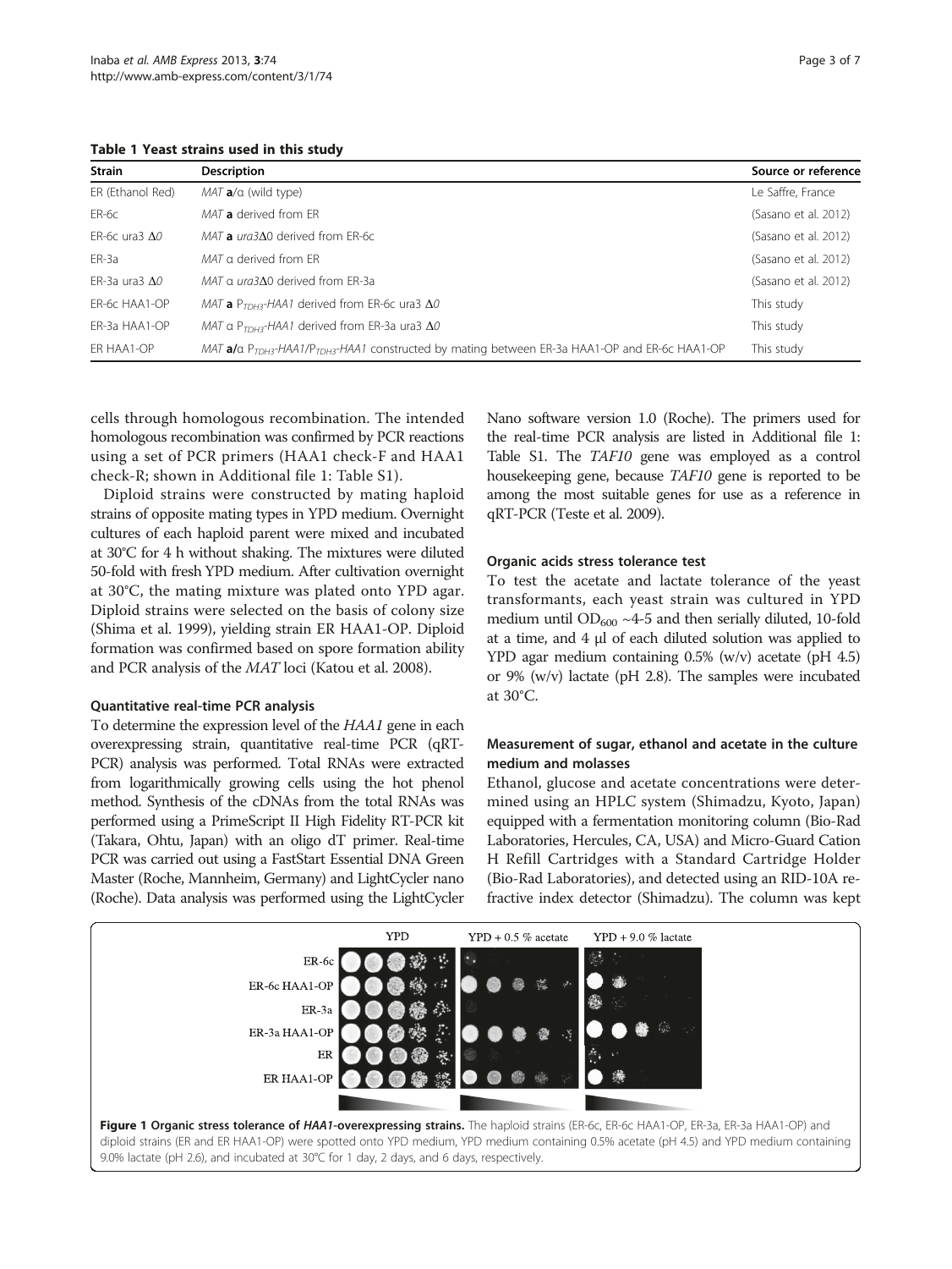**Table 1 Yeast strains used in this study**

| Strain | Description | Source or reference |
|---|---|---|
| ER (Ethanol Red) | *MAT* **a**/α (wild type) | Le Saffre, France |
| ER-6c | *MAT* **a** derived from ER | (Sasano et al. 2012) |
| ER-6c ura3 Δ*0* | *MAT* **a** *ura3*Δ0 derived from ER-6c | (Sasano et al. 2012) |
| ER-3a | *MAT* α derived from ER | (Sasano et al. 2012) |
| ER-3a ura3 Δ*0* | *MAT* α *ura3*Δ0 derived from ER-3a | (Sasano et al. 2012) |
| ER-6c HAA1-OP | *MAT* **a** $P_{TDH3}$-*HAA1* derived from ER-6c ura3 Δ*0* | This study |
| ER-3a HAA1-OP | *MAT* α $P_{TDH3}$-*HAA1* derived from ER-3a ura3 Δ*0* | This study |
| ER HAA1-OP | *MAT* **a**/α $P_{TDH3}$-*HAA1*/$P_{TDH3}$-*HAA1* constructed by mating between ER-3a HAA1-OP and ER-6c HAA1-OP | This study |

cells through homologous recombination. The intended homologous recombination was confirmed by PCR reactions using a set of PCR primers (HAA1 check-F and HAA1 check-R; shown in Additional file 1: Table S1).

Diploid strains were constructed by mating haploid strains of opposite mating types in YPD medium. Overnight cultures of each haploid parent were mixed and incubated at 30°C for 4 h without shaking. The mixtures were diluted 50-fold with fresh YPD medium. After cultivation overnight at 30°C, the mating mixture was plated onto YPD agar. Diploid strains were selected on the basis of colony size (Shima et al. 1999), yielding strain ER HAA1-OP. Diploid formation was confirmed based on spore formation ability and PCR analysis of the *MAT* loci (Katou et al. 2008).

### Quantitative real-time PCR analysis

To determine the expression level of the *HAA1* gene in each overexpressing strain, quantitative real-time PCR (qRT-PCR) analysis was performed. Total RNAs were extracted from logarithmically growing cells using the hot phenol method. Synthesis of the cDNAs from the total RNAs was performed using a PrimeScript II High Fidelity RT-PCR kit (Takara, Ohtu, Japan) with an oligo dT primer. Real-time PCR was carried out using a FastStart Essential DNA Green Master (Roche, Mannheim, Germany) and LightCycler nano (Roche). Data analysis was performed using the LightCycler Nano software version 1.0 (Roche). The primers used for the real-time PCR analysis are listed in Additional file 1: Table S1. The *TAF10* gene was employed as a control housekeeping gene, because *TAF10* gene is reported to be among the most suitable genes for use as a reference in qRT-PCR (Teste et al. 2009).

### Organic acids stress tolerance test

To test the acetate and lactate tolerance of the yeast transformants, each yeast strain was cultured in YPD medium until $OD_{600}$ ~4-5 and then serially diluted, 10-fold at a time, and 4 μl of each diluted solution was applied to YPD agar medium containing 0.5% (w/v) acetate (pH 4.5) or 9% (w/v) lactate (pH 2.8). The samples were incubated at 30°C.

### Measurement of sugar, ethanol and acetate in the culture medium and molasses

Ethanol, glucose and acetate concentrations were determined using an HPLC system (Shimadzu, Kyoto, Japan) equipped with a fermentation monitoring column (Bio-Rad Laboratories, Hercules, CA, USA) and Micro-Guard Cation H Refill Cartridges with a Standard Cartridge Holder (Bio-Rad Laboratories), and detected using an RID-10A refractive index detector (Shimadzu). The column was kept

**Figure 1 Organic stress tolerance of *HAA1*-overexpressing strains.** The haploid strains (ER-6c, ER-6c HAA1-OP, ER-3a, ER-3a HAA1-OP) and diploid strains (ER and ER HAA1-OP) were spotted onto YPD medium, YPD medium containing 0.5% acetate (pH 4.5) and YPD medium containing 9.0% lactate (pH 2.6), and incubated at 30°C for 1 day, 2 days, and 6 days, respectively.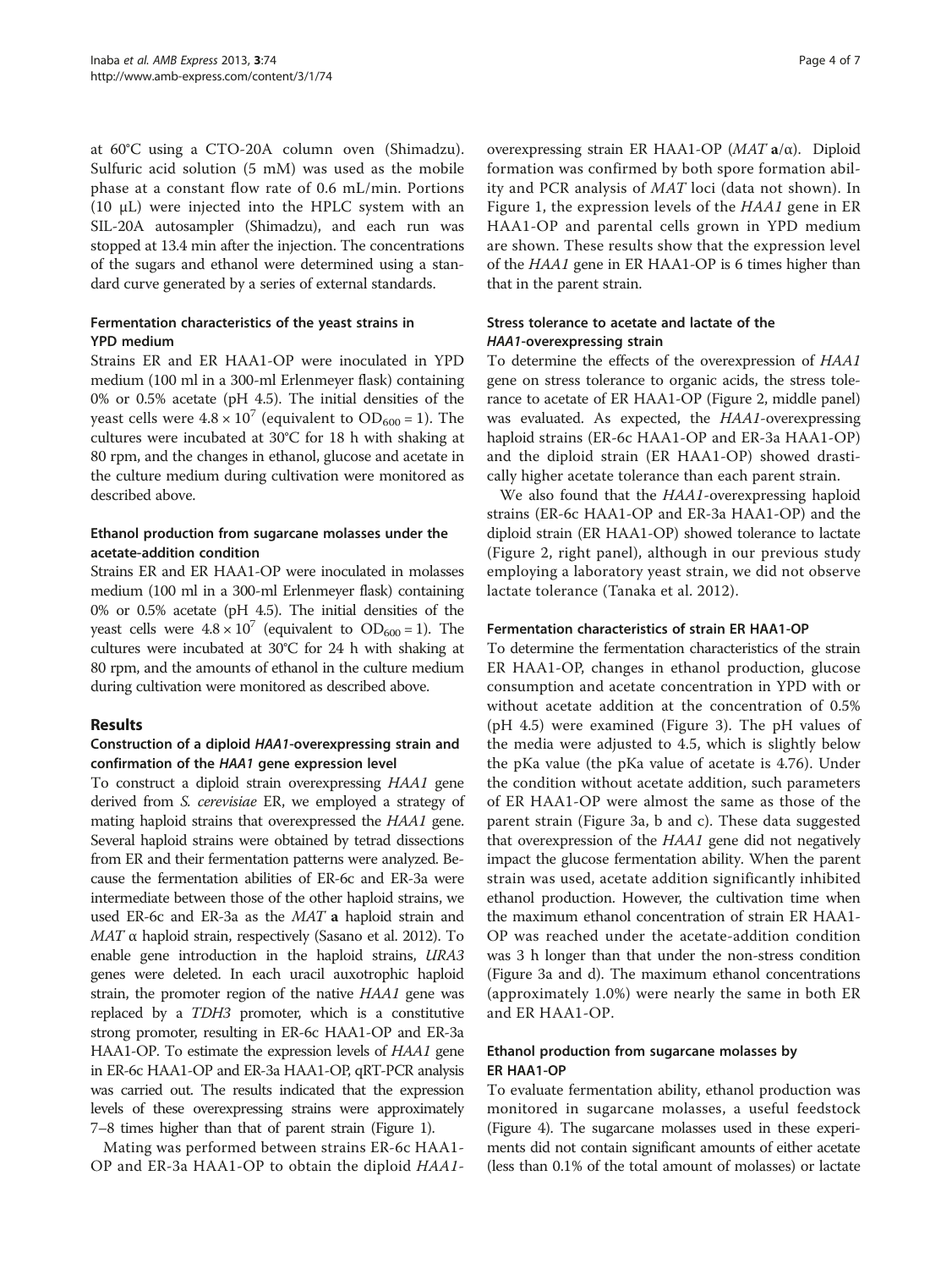at 60°C using a CTO-20A column oven (Shimadzu). Sulfuric acid solution (5 mM) was used as the mobile phase at a constant flow rate of 0.6 mL/min. Portions (10 μL) were injected into the HPLC system with an SIL-20A autosampler (Shimadzu), and each run was stopped at 13.4 min after the injection. The concentrations of the sugars and ethanol were determined using a standard curve generated by a series of external standards.

### Fermentation characteristics of the yeast strains in YPD medium

Strains ER and ER HAA1-OP were inoculated in YPD medium (100 ml in a 300-ml Erlenmeyer flask) containing 0% or 0.5% acetate (pH 4.5). The initial densities of the yeast cells were $4.8 \times 10^7$ (equivalent to $OD_{600} = 1$). The cultures were incubated at 30°C for 18 h with shaking at 80 rpm, and the changes in ethanol, glucose and acetate in the culture medium during cultivation were monitored as described above.

### Ethanol production from sugarcane molasses under the acetate-addition condition

Strains ER and ER HAA1-OP were inoculated in molasses medium (100 ml in a 300-ml Erlenmeyer flask) containing 0% or 0.5% acetate (pH 4.5). The initial densities of the yeast cells were $4.8 \times 10^7$ (equivalent to $OD_{600} = 1$). The cultures were incubated at 30°C for 24 h with shaking at 80 rpm, and the amounts of ethanol in the culture medium during cultivation were monitored as described above.

## Results

### Construction of a diploid *HAA1*-overexpressing strain and confirmation of the *HAA1* gene expression level

To construct a diploid strain overexpressing *HAA1* gene derived from *S. cerevisiae* ER, we employed a strategy of mating haploid strains that overexpressed the *HAA1* gene. Several haploid strains were obtained by tetrad dissections from ER and their fermentation patterns were analyzed. Because the fermentation abilities of ER-6c and ER-3a were intermediate between those of the other haploid strains, we used ER-6c and ER-3a as the *MAT* **a** haploid strain and *MAT* α haploid strain, respectively (Sasano et al. 2012). To enable gene introduction in the haploid strains, *URA3* genes were deleted. In each uracil auxotrophic haploid strain, the promoter region of the native *HAA1* gene was replaced by a *TDH3* promoter, which is a constitutive strong promoter, resulting in ER-6c HAA1-OP and ER-3a HAA1-OP. To estimate the expression levels of *HAA1* gene in ER-6c HAA1-OP and ER-3a HAA1-OP, qRT-PCR analysis was carried out. The results indicated that the expression levels of these overexpressing strains were approximately 7–8 times higher than that of parent strain (Figure 1).

Mating was performed between strains ER-6c HAA1-OP and ER-3a HAA1-OP to obtain the diploid *HAA1*-overexpressing strain ER HAA1-OP (*MAT* **a**/α). Diploid formation was confirmed by both spore formation ability and PCR analysis of *MAT* loci (data not shown). In Figure 1, the expression levels of the *HAA1* gene in ER HAA1-OP and parental cells grown in YPD medium are shown. These results show that the expression level of the *HAA1* gene in ER HAA1-OP is 6 times higher than that in the parent strain.

### Stress tolerance to acetate and lactate of the *HAA1*-overexpressing strain

To determine the effects of the overexpression of *HAA1* gene on stress tolerance to organic acids, the stress tolerance to acetate of ER HAA1-OP (Figure 2, middle panel) was evaluated. As expected, the *HAA1*-overexpressing haploid strains (ER-6c HAA1-OP and ER-3a HAA1-OP) and the diploid strain (ER HAA1-OP) showed drastically higher acetate tolerance than each parent strain.

We also found that the *HAA1*-overexpressing haploid strains (ER-6c HAA1-OP and ER-3a HAA1-OP) and the diploid strain (ER HAA1-OP) showed tolerance to lactate (Figure 2, right panel), although in our previous study employing a laboratory yeast strain, we did not observe lactate tolerance (Tanaka et al. 2012).

### Fermentation characteristics of strain ER HAA1-OP

To determine the fermentation characteristics of the strain ER HAA1-OP, changes in ethanol production, glucose consumption and acetate concentration in YPD with or without acetate addition at the concentration of 0.5% (pH 4.5) were examined (Figure 3). The pH values of the media were adjusted to 4.5, which is slightly below the pKa value (the pKa value of acetate is 4.76). Under the condition without acetate addition, such parameters of ER HAA1-OP were almost the same as those of the parent strain (Figure 3a, b and c). These data suggested that overexpression of the *HAA1* gene did not negatively impact the glucose fermentation ability. When the parent strain was used, acetate addition significantly inhibited ethanol production. However, the cultivation time when the maximum ethanol concentration of strain ER HAA1-OP was reached under the acetate-addition condition was 3 h longer than that under the non-stress condition (Figure 3a and d). The maximum ethanol concentrations (approximately 1.0%) were nearly the same in both ER and ER HAA1-OP.

### Ethanol production from sugarcane molasses by ER HAA1-OP

To evaluate fermentation ability, ethanol production was monitored in sugarcane molasses, a useful feedstock (Figure 4). The sugarcane molasses used in these experiments did not contain significant amounts of either acetate (less than 0.1% of the total amount of molasses) or lactate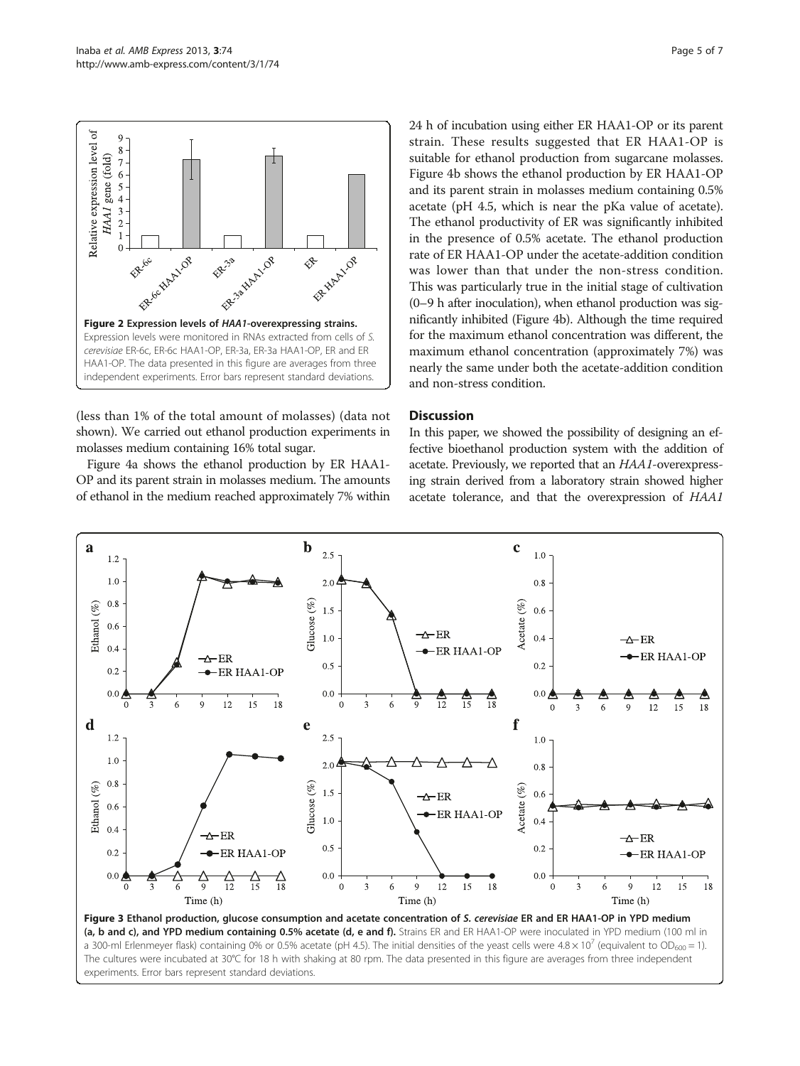Figure 2 Expression levels of *HAA1*-overexpressing strains. Expression levels were monitored in RNAs extracted from cells of *S. cerevisiae* ER-6c, ER-6c HAA1-OP, ER-3a, ER-3a HAA1-OP, ER and ER HAA1-OP. The data presented in this figure are averages from three independent experiments. Error bars represent standard deviations.

(less than 1% of the total amount of molasses) (data not shown). We carried out ethanol production experiments in molasses medium containing 16% total sugar.

Figure 4a shows the ethanol production by ER HAA1-OP and its parent strain in molasses medium. The amounts of ethanol in the medium reached approximately 7% within 24 h of incubation using either ER HAA1-OP or its parent strain. These results suggested that ER HAA1-OP is suitable for ethanol production from sugarcane molasses. Figure 4b shows the ethanol production by ER HAA1-OP and its parent strain in molasses medium containing 0.5% acetate (pH 4.5, which is near the pKa value of acetate). The ethanol productivity of ER was significantly inhibited in the presence of 0.5% acetate. The ethanol production rate of ER HAA1-OP under the acetate-addition condition was lower than that under the non-stress condition. This was particularly true in the initial stage of cultivation (0–9 h after inoculation), when ethanol production was significantly inhibited (Figure 4b). Although the time required for the maximum ethanol concentration was different, the maximum ethanol concentration (approximately 7%) was nearly the same under both the acetate-addition condition and non-stress condition.

## Discussion

In this paper, we showed the possibility of designing an effective bioethanol production system with the addition of acetate. Previously, we reported that an *HAA1*-overexpressing strain derived from a laboratory strain showed higher acetate tolerance, and that the overexpression of *HAA1*

Figure 3 Ethanol production, glucose consumption and acetate concentration of *S. cerevisiae* ER and ER HAA1-OP in YPD medium (a, b and c), and YPD medium containing 0.5% acetate (d, e and f). Strains ER and ER HAA1-OP were inoculated in YPD medium (100 ml in a 300-ml Erlenmeyer flask) containing 0% or 0.5% acetate (pH 4.5). The initial densities of the yeast cells were $4.8 \times 10^7$ (equivalent to $OD_{600} = 1$). The cultures were incubated at 30°C for 18 h with shaking at 80 rpm. The data presented in this figure are averages from three independent experiments. Error bars represent standard deviations.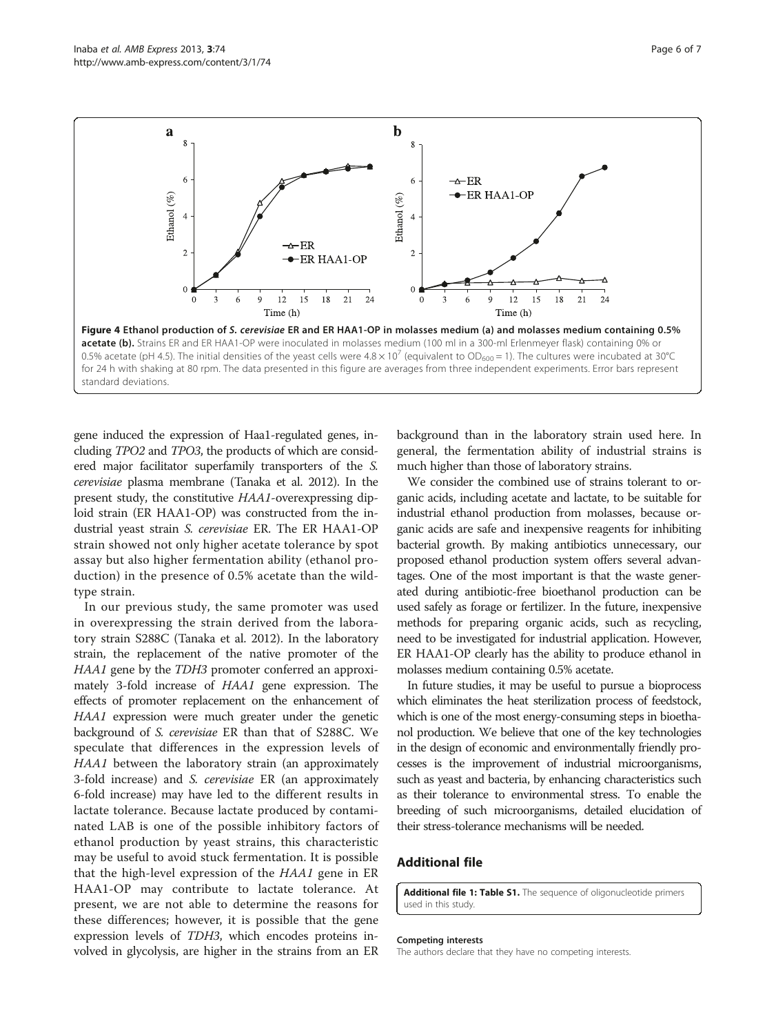**Figure 4 Ethanol production of *S. cerevisiae* ER and ER HAA1-OP in molasses medium (a) and molasses medium containing 0.5% acetate (b).** Strains ER and ER HAA1-OP were inoculated in molasses medium (100 ml in a 300-ml Erlenmeyer flask) containing 0% or 0.5% acetate (pH 4.5). The initial densities of the yeast cells were $4.8 \times 10^7$ (equivalent to $OD_{600} = 1$). The cultures were incubated at 30°C for 24 h with shaking at 80 rpm. The data presented in this figure are averages from three independent experiments. Error bars represent standard deviations.

gene induced the expression of Haa1-regulated genes, including *TPO2* and *TPO3*, the products of which are considered major facilitator superfamily transporters of the *S. cerevisiae* plasma membrane (Tanaka et al. 2012). In the present study, the constitutive *HAA1*-overexpressing diploid strain (ER HAA1-OP) was constructed from the industrial yeast strain *S. cerevisiae* ER. The ER HAA1-OP strain showed not only higher acetate tolerance by spot assay but also higher fermentation ability (ethanol production) in the presence of 0.5% acetate than the wild-type strain.

In our previous study, the same promoter was used in overexpressing the strain derived from the laboratory strain S288C (Tanaka et al. 2012). In the laboratory strain, the replacement of the native promoter of the *HAA1* gene by the *TDH3* promoter conferred an approximately 3-fold increase of *HAA1* gene expression. The effects of promoter replacement on the enhancement of *HAA1* expression were much greater under the genetic background of *S. cerevisiae* ER than that of S288C. We speculate that differences in the expression levels of *HAA1* between the laboratory strain (an approximately 3-fold increase) and *S. cerevisiae* ER (an approximately 6-fold increase) may have led to the different results in lactate tolerance. Because lactate produced by contaminated LAB is one of the possible inhibitory factors of ethanol production by yeast strains, this characteristic may be useful to avoid stuck fermentation. It is possible that the high-level expression of the *HAA1* gene in ER HAA1-OP may contribute to lactate tolerance. At present, we are not able to determine the reasons for these differences; however, it is possible that the gene expression levels of *TDH3*, which encodes proteins involved in glycolysis, are higher in the strains from an ER background than in the laboratory strain used here. In general, the fermentation ability of industrial strains is much higher than those of laboratory strains.

We consider the combined use of strains tolerant to organic acids, including acetate and lactate, to be suitable for industrial ethanol production from molasses, because organic acids are safe and inexpensive reagents for inhibiting bacterial growth. By making antibiotics unnecessary, our proposed ethanol production system offers several advantages. One of the most important is that the waste generated during antibiotic-free bioethanol production can be used safely as forage or fertilizer. In the future, inexpensive methods for preparing organic acids, such as recycling, need to be investigated for industrial application. However, ER HAA1-OP clearly has the ability to produce ethanol in molasses medium containing 0.5% acetate.

In future studies, it may be useful to pursue a bioprocess which eliminates the heat sterilization process of feedstock, which is one of the most energy-consuming steps in bioethanol production. We believe that one of the key technologies in the design of economic and environmentally friendly processes is the improvement of industrial microorganisms, such as yeast and bacteria, by enhancing characteristics such as their tolerance to environmental stress. To enable the breeding of such microorganisms, detailed elucidation of their stress-tolerance mechanisms will be needed.

## Additional file

**Additional file 1: Table S1.** The sequence of oligonucleotide primers used in this study.

#### Competing interests

The authors declare that they have no competing interests.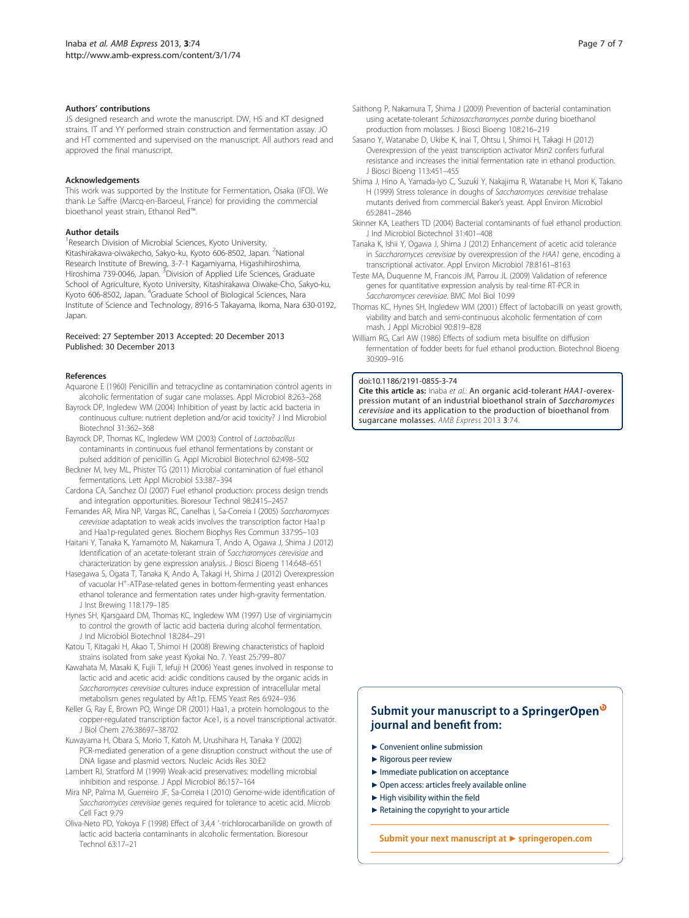### Authors' contributions

JS designed research and wrote the manuscript. DW, HS and KT designed strains. IT and YY performed strain construction and fermentation assay. JO and HT commented and supervised on the manuscript. All authors read and approved the final manuscript.

### Acknowledgements

This work was supported by the Institute for Fermentation, Osaka (IFO). We thank Le Saffre (Marcq-en-Baroeul, France) for providing the commercial bioethanol yeast strain, Ethanol Red™.

### Author details

[1]Research Division of Microbial Sciences, Kyoto University, Kitashirakawa-oiwakecho, Sakyo-ku, Kyoto 606-8502, Japan. [2]National Research Institute of Brewing, 3-7-1 Kagamiyama, Higashihiroshima, Hiroshima 739-0046, Japan. [3]Division of Applied Life Sciences, Graduate School of Agriculture, Kyoto University, Kitashirakawa Oiwake-Cho, Sakyo-ku, Kyoto 606-8502, Japan. [4]Graduate School of Biological Sciences, Nara Institute of Science and Technology, 8916-5 Takayama, Ikoma, Nara 630-0192, Japan.

Received: 27 September 2013 Accepted: 20 December 2013
Published: 30 December 2013

### References

Aquarone E (1960) Penicillin and tetracycline as contamination control agents in alcoholic fermentation of sugar cane molasses. Appl Microbiol 8:263–268

Bayrock DP, Ingledew WM (2004) Inhibition of yeast by lactic acid bacteria in continuous culture: nutrient depletion and/or acid toxicity? J Ind Microbiol Biotechnol 31:362–368

Bayrock DP, Thomas KC, Ingledew WM (2003) Control of *Lactobacillus* contaminants in continuous fuel ethanol fermentations by constant or pulsed addition of penicillin G. Appl Microbiol Biotechnol 62:498–502

Beckner M, Ivey ML, Phister TG (2011) Microbial contamination of fuel ethanol fermentations. Lett Appl Microbiol 53:387–394

Cardona CA, Sanchez OJ (2007) Fuel ethanol production: process design trends and integration opportunities. Bioresour Technol 98:2415–2457

Fernandes AR, Mira NP, Vargas RC, Canelhas I, Sa-Correia I (2005) *Saccharomyces cerevisiae* adaptation to weak acids involves the transcription factor Haa1p and Haa1p-regulated genes. Biochem Biophys Res Commun 337:95–103

Haitani Y, Tanaka K, Yamamoto M, Nakamura T, Ando A, Ogawa J, Shima J (2012) Identification of an acetate-tolerant strain of *Saccharomyces cerevisiae* and characterization by gene expression analysis. J Biosci Bioeng 114:648–651

Hasegawa S, Ogata T, Tanaka K, Ando A, Takagi H, Shima J (2012) Overexpression of vacuolar $H^+$-ATPase-related genes in bottom-fermenting yeast enhances ethanol tolerance and fermentation rates under high-gravity fermentation. J Inst Brewing 118:179–185

Hynes SH, Kjarsgaard DM, Thomas KC, Ingledew WM (1997) Use of virginiamycin to control the growth of lactic acid bacteria during alcohol fermentation. J Ind Microbiol Biotechnol 18:284–291

Katou T, Kitagaki H, Akao T, Shimoi H (2008) Brewing characteristics of haploid strains isolated from sake yeast Kyokai No. 7. Yeast 25:799–807

Kawahata M, Masaki K, Fujii T, Iefuji H (2006) Yeast genes involved in response to lactic acid and acetic acid: acidic conditions caused by the organic acids in *Saccharomyces cerevisiae* cultures induce expression of intracellular metal metabolism genes regulated by Aft1p. FEMS Yeast Res 6:924–936

Keller G, Ray E, Brown PO, Winge DR (2001) Haa1, a protein homologous to the copper-regulated transcription factor Ace1, is a novel transcriptional activator. J Biol Chem 276:38697–38702

Kuwayama H, Obara S, Morio T, Katoh M, Urushihara H, Tanaka Y (2002) PCR-mediated generation of a gene disruption construct without the use of DNA ligase and plasmid vectors. Nucleic Acids Res 30:E2

Lambert RJ, Stratford M (1999) Weak-acid preservatives: modelling microbial inhibition and response. J Appl Microbiol 86:157–164

Mira NP, Palma M, Guerreiro JF, Sa-Correia I (2010) Genome-wide identification of *Saccharomyces cerevisiae* genes required for tolerance to acetic acid. Microb Cell Fact 9:79

Oliva-Neto PD, Yokoya F (1998) Effect of 3,4,4 '-trichlorocarbanilide on growth of lactic acid bacteria contaminants in alcoholic fermentation. Bioresour Technol 63:17–21

Saithong P, Nakamura T, Shima J (2009) Prevention of bacterial contamination using acetate-tolerant *Schizosaccharomyces pombe* during bioethanol production from molasses. J Biosci Bioeng 108:216–219

Sasano Y, Watanabe D, Ukibe K, Inai T, Ohtsu I, Shimoi H, Takagi H (2012) Overexpression of the yeast transcription activator Msn2 confers furfural resistance and increases the initial fermentation rate in ethanol production. J Biosci Bioeng 113:451–455

Shima J, Hino A, Yamada-Iyo C, Suzuki Y, Nakajima R, Watanabe H, Mori K, Takano H (1999) Stress tolerance in doughs of *Saccharomyces cerevisiae* trehalase mutants derived from commercial Baker's yeast. Appl Environ Microbiol 65:2841–2846

Skinner KA, Leathers TD (2004) Bacterial contaminants of fuel ethanol production. J Ind Microbiol Biotechnol 31:401–408

Tanaka K, Ishii Y, Ogawa J, Shima J (2012) Enhancement of acetic acid tolerance in *Saccharomyces cerevisiae* by overexpression of the *HAA1* gene, encoding a transcriptional activator. Appl Environ Microbiol 78:8161–8163

Teste MA, Duquenne M, Francois JM, Parrou JL (2009) Validation of reference genes for quantitative expression analysis by real-time RT-PCR in *Saccharomyces cerevisiae*. BMC Mol Biol 10:99

Thomas KC, Hynes SH, Ingledew WM (2001) Effect of lactobacilli on yeast growth, viability and batch and semi-continuous alcoholic fermentation of corn mash. J Appl Microbiol 90:819–828

William RG, Carl AW (1986) Effects of sodium meta bisulfite on diffusion fermentation of fodder beets for fuel ethanol production. Biotechnol Bioeng 30:909–916

doi:10.1186/2191-0855-3-74

**Cite this article as:** Inaba *et al.*: An organic acid-tolerant *HAA1*-overexpression mutant of an industrial bioethanol strain of *Saccharomyces cerevisiae* and its application to the production of bioethanol from sugarcane molasses. *AMB Express* 2013 **3**:74.

**Submit your manuscript to a SpringerOpen journal and benefit from:**

- ► Convenient online submission
- ► Rigorous peer review
- ► Immediate publication on acceptance
- ► Open access: articles freely available online
- ► High visibility within the field
- ► Retaining the copyright to your article

**Submit your next manuscript at ► springeropen.com**